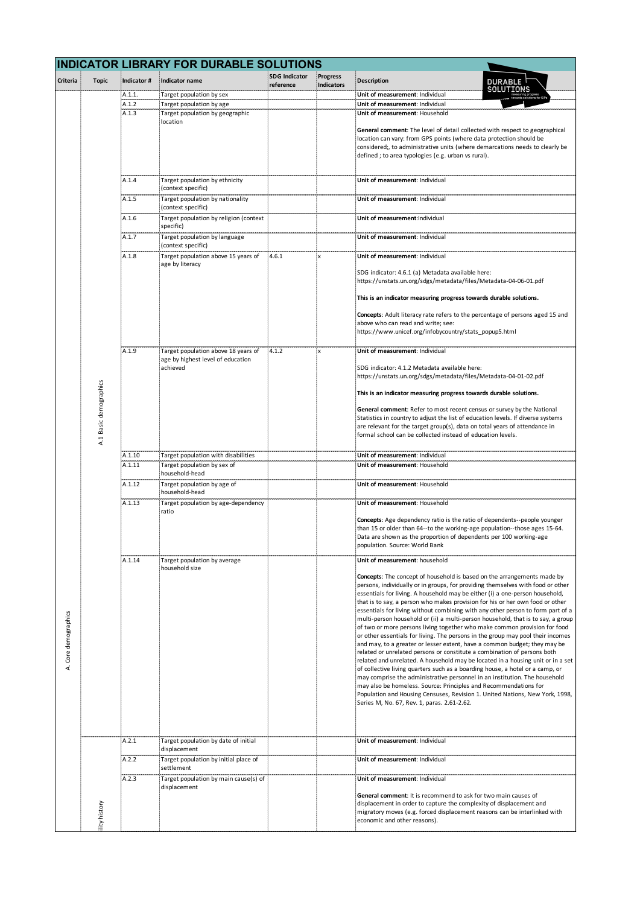# INDICATOR LIBRARY FOR DURABLE SOLUTIONS

| Criteria | Topic | Indicator # | Indicator name | SDG Indicator reference | Progress Indicators | Description |
|---|---|---|---|---|---|---|
| A. Core demographics | A.1 Basic demographics | A.1.1. | Target population by sex | | | **Unit of measurement**: Individual |
| | | A.1.2 | Target population by age | | | **Unit of measurement**: Individual |
| | | A.1.3 | Target population by geographic location | | | **Unit of measurement**: Household<br><br>**General comment**: The level of detail collected with respect to geographical location can vary: from GPS points (where data protection should be considered;, to administrative units (where demarcations needs to clearly be defined ; to area typologies (e.g. urban vs rural). |
| | | A.1.4 | Target population by ethnicity (context specific) | | | **Unit of measurement**: Individual |
| | | A.1.5 | Target population by nationality (context specific) | | | **Unit of measurement**: Individual |
| | | A.1.6 | Target population by religion (context specific) | | | **Unit of measurement**:Individual |
| | | A.1.7 | Target population by language (context specific) | | | **Unit of measurement**: Individual |
| | | A.1.8 | Target population above 15 years of age by literacy | 4.6.1 | x | **Unit of measurement**: Individual<br><br>SDG indicator: 4.6.1 (a) Metadata available here: https://unstats.un.org/sdgs/metadata/files/Metadata-04-06-01.pdf<br><br>**This is an indicator measuring progress towards durable solutions.**<br><br>**Concepts**: Adult literacy rate refers to the percentage of persons aged 15 and above who can read and write; see: https://www.unicef.org/infobycountry/stats_popup5.html |
| | | A.1.9 | Target population above 18 years of age by highest level of education achieved | 4.1.2 | x | **Unit of measurement**: Individual<br><br>SDG indicator: 4.1.2 Metadata available here: https://unstats.un.org/sdgs/metadata/files/Metadata-04-01-02.pdf<br><br>**This is an indicator measuring progress towards durable solutions.**<br><br>**General comment**: Refer to most recent census or survey by the National Statistics in country to adjust the list of education levels. If diverse systems are relevant for the target group(s), data on total years of attendance in formal school can be collected instead of education levels. |
| | | A.1.10 | Target population with disabilities | | | **Unit of measurement**: Individual |
| | | A.1.11 | Target population by sex of household-head | | | **Unit of measurement**: Household |
| | | A.1.12 | Target population by age of household-head | | | **Unit of measurement**: Household |
| | | A.1.13 | Target population by age-dependency ratio | | | **Unit of measurement**: Household<br><br>**Concepts**: Age dependency ratio is the ratio of dependents--people younger than 15 or older than 64--to the working-age population--those ages 15-64. Data are shown as the proportion of dependents per 100 working-age population. Source: World Bank |
| | | A.1.14 | Target population by average household size | | | **Unit of measurement**: household<br><br>**Concepts**: The concept of household is based on the arrangements made by persons, individually or in groups, for providing themselves with food or other essentials for living. A household may be either (i) a one-person household, that is to say, a person who makes provision for his or her own food or other essentials for living without combining with any other person to form part of a multi-person household or (ii) a multi-person household, that is to say, a group of two or more persons living together who make common provision for food or other essentials for living. The persons in the group may pool their incomes and may, to a greater or lesser extent, have a common budget; they may be related or unrelated persons or constitute a combination of persons both related and unrelated. A household may be located in a housing unit or in a set of collective living quarters such as a boarding house, a hotel or a camp, or may comprise the administrative personnel in an institution. The household may also be homeless. Source: Principles and Recommendations for Population and Housing Censuses, Revision 1. United Nations, New York, 1998, Series M, No. 67, Rev. 1, paras. 2.61-2.62. |
| | ...ility history | A.2.1 | Target population by date of initial displacement | | | **Unit of measurement**: Individual |
| | | A.2.2 | Target population by initial place of settlement | | | **Unit of measurement**: Individual |
| | | A.2.3 | Target population by main cause(s) of displacement | | | **Unit of measurement**: Individual<br><br>**General comment**: It is recommend to ask for two main causes of displacement in order to capture the complexity of displacement and migratory moves (e.g. forced displacement reasons can be interlinked with economic and other reasons). |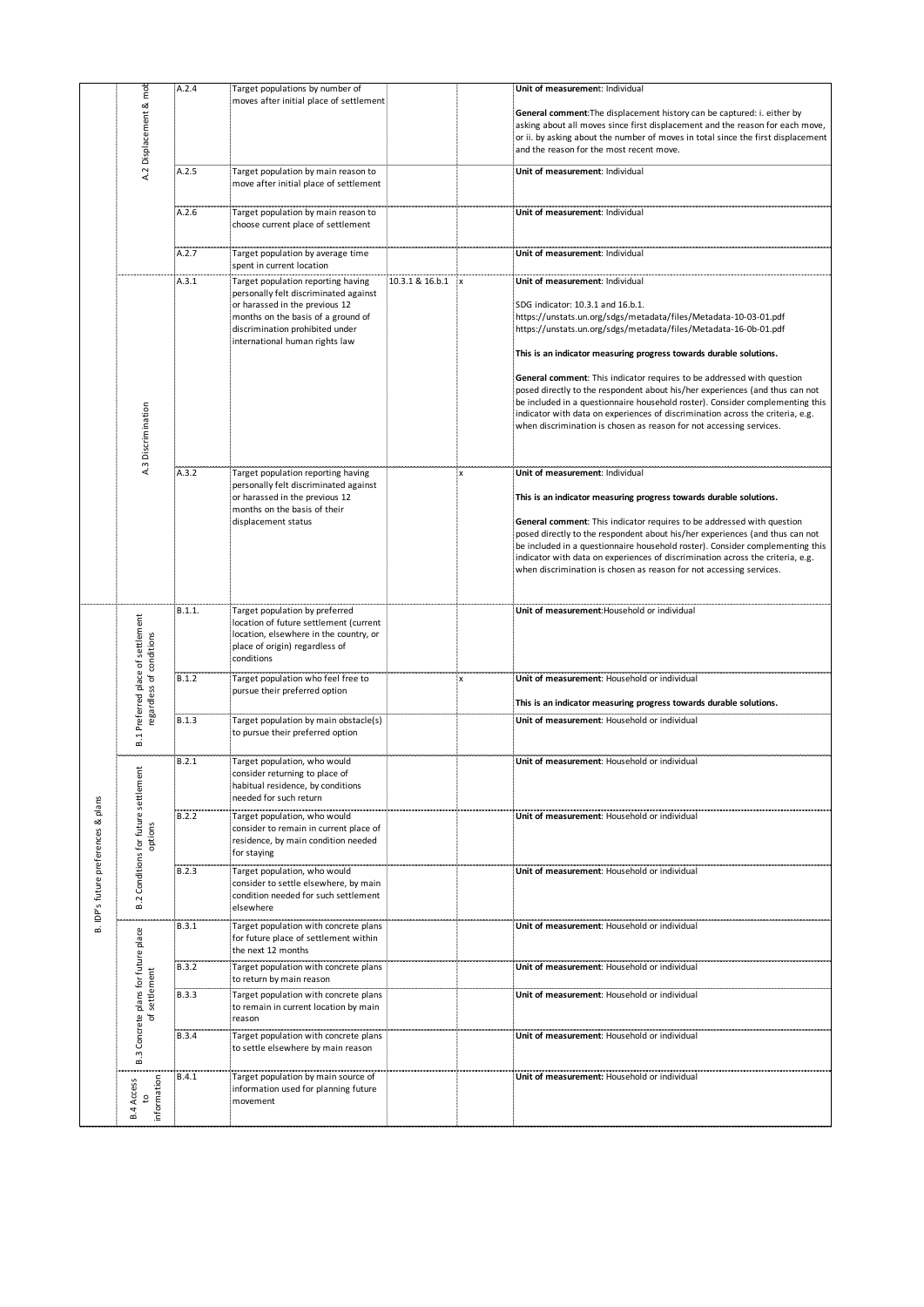| | | | | | | |
|---|---|---|---|---|---|---|
| | A.2 Displacement & mob | A.2.4 | Target populations by number of moves after initial place of settlement | | | **Unit of measurement**: Individual<br><br>**General comment**:The displacement history can be captured: i. either by asking about all moves since first displacement and the reason for each move, or ii. by asking about the number of moves in total since the first displacement and the reason for the most recent move. |
| | | A.2.5 | Target population by main reason to move after initial place of settlement | | | **Unit of measurement**: Individual |
| | | A.2.6 | Target population by main reason to choose current place of settlement | | | **Unit of measurement**: Individual |
| | | A.2.7 | Target population by average time spent in current location | | | **Unit of measurement**: Individual |
| | A.3 Discrimination | A.3.1 | Target population reporting having personally felt discriminated against or harassed in the previous 12 months on the basis of a ground of discrimination prohibited under international human rights law | 10.3.1 & 16.b.1 | x | **Unit of measurement**: Individual<br><br>SDG indicator: 10.3.1 and 16.b.1.<br>https://unstats.un.org/sdgs/metadata/files/Metadata-10-03-01.pdf<br>https://unstats.un.org/sdgs/metadata/files/Metadata-16-0b-01.pdf<br><br>**This is an indicator measuring progress towards durable solutions.**<br><br>**General comment**: This indicator requires to be addressed with question posed directly to the respondent about his/her experiences (and thus can not be included in a questionnaire household roster). Consider complementing this indicator with data on experiences of discrimination across the criteria, e.g. when discrimination is chosen as reason for not accessing services. |
| | | A.3.2 | Target population reporting having personally felt discriminated against or harassed in the previous 12 months on the basis of their displacement status | | x | **Unit of measurement**: Individual<br><br>**This is an indicator measuring progress towards durable solutions.**<br><br>**General comment**: This indicator requires to be addressed with question posed directly to the respondent about his/her experiences (and thus can not be included in a questionnaire household roster). Consider complementing this indicator with data on experiences of discrimination across the criteria, e.g. when discrimination is chosen as reason for not accessing services. |
| B. IDP's future preferences & plans | B.1 Preferred place of settlement regardless of conditions | B.1.1. | Target population by preferred location of future settlement (current location, elsewhere in the country, or place of origin) regardless of conditions | | | **Unit of measurement**:Household or individual |
| | | B.1.2 | Target population who feel free to pursue their preferred option | | x | **Unit of measurement**: Household or individual<br><br>**This is an indicator measuring progress towards durable solutions.** |
| | | B.1.3 | Target population by main obstacle(s) to pursue their preferred option | | | **Unit of measurement**: Household or individual |
| | B.2 Conditions for future settlement options | B.2.1 | Target population, who would consider returning to place of habitual residence, by conditions needed for such return | | | **Unit of measurement**: Household or individual |
| | | B.2.2 | Target population, who would consider to remain in current place of residence, by main condition needed for staying | | | **Unit of measurement**: Household or individual |
| | | B.2.3 | Target population, who would consider to settle elsewhere, by main condition needed for such settlement elsewhere | | | **Unit of measurement**: Household or individual |
| | B.3 Concrete plans for future place of settlement | B.3.1 | Target population with concrete plans for future place of settlement within the next 12 months | | | **Unit of measurement**: Household or individual |
| | | B.3.2 | Target population with concrete plans to return by main reason | | | **Unit of measurement**: Household or individual |
| | | B.3.3 | Target population with concrete plans to remain in current location by main reason | | | **Unit of measurement**: Household or individual |
| | | B.3.4 | Target population with concrete plans to settle elsewhere by main reason | | | **Unit of measurement**: Household or individual |
| | B.4 Access to information | B.4.1 | Target population by main source of information used for planning future movement | | | **Unit of measurement:** Household or individual |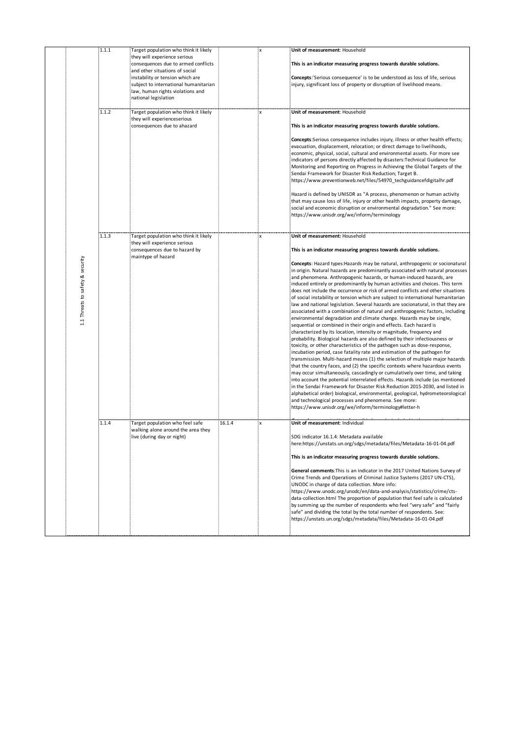| | | | | | |
|---|---|---|---|---|---|
| 1.1 Threats to safety & security | 1.1.1 | Target population who think it likely they will experience serious consequences due to armed conflicts and other situations of social instability or tension which are subject to international humanitarian law, human rights violations and national legislation | | x | **Unit of measurement**: Household<br><br>**This is an indicator measuring progress towards durable solutions.**<br><br>**Concepts**:'Serious consequence' is to be understood as loss of life, serious injury, significant loss of property or disruption of livelihood means. |
| | 1.1.2 | Target population who think it likely they will experienceserious consequences due to ahazard | | x | **Unit of measurement**: Household<br><br>**This is an indicator measuring progress towards durable solutions.**<br><br>**Concepts**:Serious consequence includes injury, illness or other health effects; evacuation, displacement, relocation; or direct damage to livelihoods, economic, physical, social, cultural and environmental assets. For more see indicators of persons directly affected by disasters:Technical Guidance for Monitoring and Reporting on Progress in Achieving the Global Targets of the Sendai Framework for Disaster Risk Reduction; Target B. https://www.preventionweb.net/files/54970_techguidancefdigitalhr.pdf<br><br>Hazard is defined by UNISDR as "A process, phenomenon or human activity that may cause loss of life, injury or other health impacts, property damage, social and economic disruption or environmental degradation." See more: https://www.unisdr.org/we/inform/terminology |
| | 1.1.3 | Target population who think it likely they will experience serious consequences due to hazard by maintype of hazard | | x | **Unit of measurement**: Household<br><br>**This is an indicator measuring progress towards durable solutions.**<br><br>**Concepts**: Hazard types:Hazards may be natural, anthropogenic or socionatural in origin. Natural hazards are predominantly associated with natural processes and phenomena. Anthropogenic hazards, or human-induced hazards, are induced entirely or predominantly by human activities and choices. This term does not include the occurrence or risk of armed conflicts and other situations of social instability or tension which are subject to international humanitarian law and national legislation. Several hazards are socionatural, in that they are associated with a combination of natural and anthropogenic factors, including environmental degradation and climate change. Hazards may be single, sequential or combined in their origin and effects. Each hazard is characterized by its location, intensity or magnitude, frequency and probability. Biological hazards are also defined by their infectiousness or toxicity, or other characteristics of the pathogen such as dose-response, incubation period, case fatality rate and estimation of the pathogen for transmission. Multi-hazard means (1) the selection of multiple major hazards that the country faces, and (2) the specific contexts where hazardous events may occur simultaneously, cascadingly or cumulatively over time, and taking into account the potential interrelated effects. Hazards include (as mentioned in the Sendai Framework for Disaster Risk Reduction 2015-2030, and listed in alphabetical order) biological, environmental, geological, hydrometeorological and technological processes and phenomena. See more: https://www.unisdr.org/we/inform/terminology#letter-h |
| | 1.1.4 | Target population who feel safe walking alone around the area they live (during day or night) | 16.1.4 | x | **Unit of measurement**: Individual<br><br>SDG indicator 16.1.4: Metadata available here:https://unstats.un.org/sdgs/metadata/files/Metadata-16-01-04.pdf<br><br>**This is an indicator measuring progress towards durable solutions.**<br><br>**General comments**:This is an indicator in the 2017 United Nations Survey of Crime Trends and Operations of Criminal Justice Systems (2017 UN-CTS), UNODC in charge of data collection. More info: https://www.unodc.org/unodc/en/data-and-analysis/statistics/crime/cts-data-collection.html The proportion of population that feel safe is calculated by summing up the number of respondents who feel "very safe" and "fairly safe" and dividing the total by the total number of respondents. See: https://unstats.un.org/sdgs/metadata/files/Metadata-16-01-04.pdf |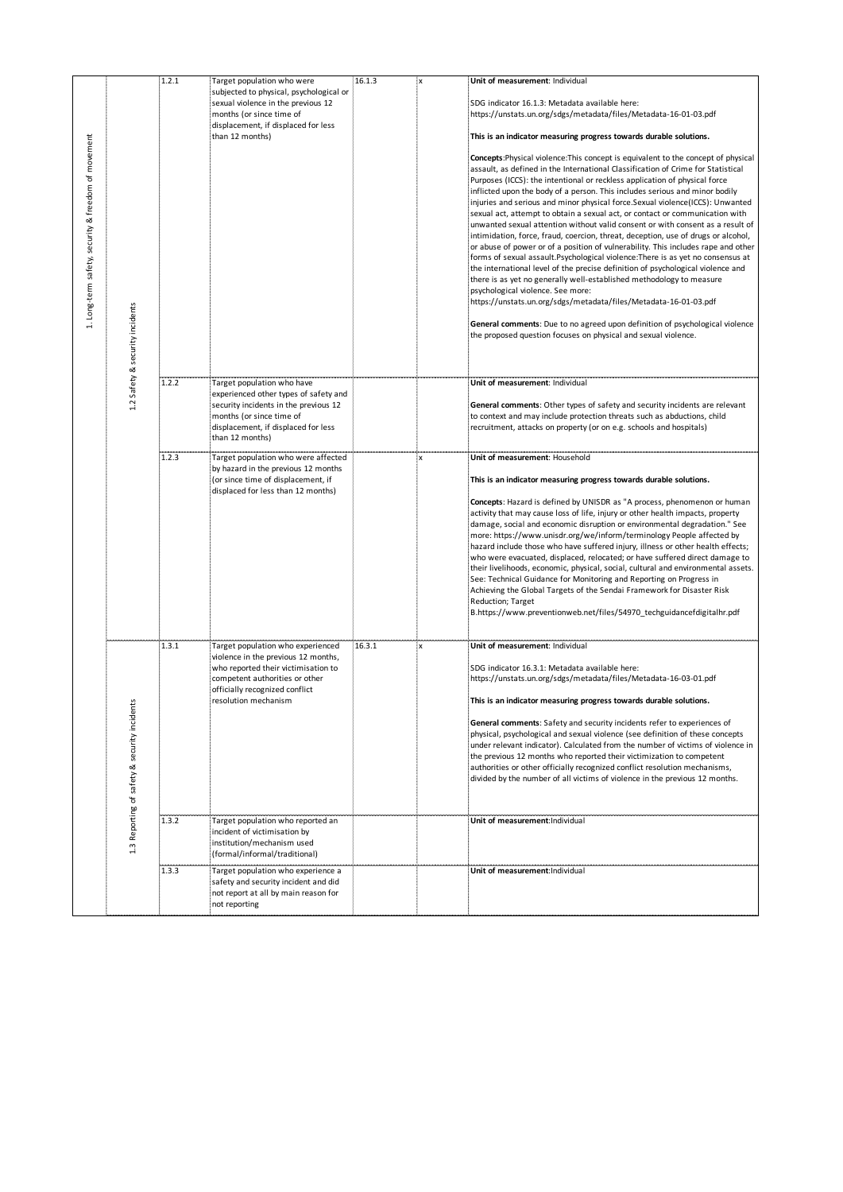| | | | | | | |
|---|---|---|---|---|---|---|
| 1. Long-term safety, security & freedom of movement | 1.2 Safety & security incidents | 1.2.1 | Target population who were subjected to physical, psychological or sexual violence in the previous 12 months (or since time of displacement, if displaced for less than 12 months) | 16.1.3 | x | **Unit of measurement**: Individual<br><br>SDG indicator 16.1.3: Metadata available here: https://unstats.un.org/sdgs/metadata/files/Metadata-16-01-03.pdf<br><br>**This is an indicator measuring progress towards durable solutions.**<br><br>**Concepts**:Physical violence:This concept is equivalent to the concept of physical assault, as defined in the International Classification of Crime for Statistical Purposes (ICCS): the intentional or reckless application of physical force inflicted upon the body of a person. This includes serious and minor bodily injuries and serious and minor physical force.Sexual violence(ICCS): Unwanted sexual act, attempt to obtain a sexual act, or contact or communication with unwanted sexual attention without valid consent or with consent as a result of intimidation, force, fraud, coercion, threat, deception, use of drugs or alcohol, or abuse of power or of a position of vulnerability. This includes rape and other forms of sexual assault.Psychological violence:There is as yet no consensus at the international level of the precise definition of psychological violence and there is as yet no generally well-established methodology to measure psychological violence. See more: https://unstats.un.org/sdgs/metadata/files/Metadata-16-01-03.pdf<br><br>**General comments**: Due to no agreed upon definition of psychological violence the proposed question focuses on physical and sexual violence. |
| | | 1.2.2 | Target population who have experienced other types of safety and security incidents in the previous 12 months (or since time of displacement, if displaced for less than 12 months) | | | **Unit of measurement**: Individual<br><br>**General comments**: Other types of safety and security incidents are relevant to context and may include protection threats such as abductions, child recruitment, attacks on property (or on e.g. schools and hospitals) |
| | | 1.2.3 | Target population who were affected by hazard in the previous 12 months (or since time of displacement, if displaced for less than 12 months) | | x | **Unit of measurement**: Household<br><br>**This is an indicator measuring progress towards durable solutions.**<br><br>**Concepts**: Hazard is defined by UNISDR as "A process, phenomenon or human activity that may cause loss of life, injury or other health impacts, property damage, social and economic disruption or environmental degradation." See more: https://www.unisdr.org/we/inform/terminology People affected by hazard include those who have suffered injury, illness or other health effects; who were evacuated, displaced, relocated; or have suffered direct damage to their livelihoods, economic, physical, social, cultural and environmental assets. See: Technical Guidance for Monitoring and Reporting on Progress in Achieving the Global Targets of the Sendai Framework for Disaster Risk Reduction; Target B.https://www.preventionweb.net/files/54970_techguidancefdigitalhr.pdf |
| | 1.3 Reporting of safety & security incidents | 1.3.1 | Target population who experienced violence in the previous 12 months, who reported their victimisation to competent authorities or other officially recognized conflict resolution mechanism | 16.3.1 | x | **Unit of measurement**: Individual<br><br>SDG indicator 16.3.1: Metadata available here: https://unstats.un.org/sdgs/metadata/files/Metadata-16-03-01.pdf<br><br>**This is an indicator measuring progress towards durable solutions.**<br><br>**General comments**: Safety and security incidents refer to experiences of physical, psychological and sexual violence (see definition of these concepts under relevant indicator). Calculated from the number of victims of violence in the previous 12 months who reported their victimization to competent authorities or other officially recognized conflict resolution mechanisms, divided by the number of all victims of violence in the previous 12 months. |
| | | 1.3.2 | Target population who reported an incident of victimisation by institution/mechanism used (formal/informal/traditional) | | | **Unit of measurement**:Individual |
| | | 1.3.3 | Target population who experience a safety and security incident and did not report at all by main reason for not reporting | | | **Unit of measurement**:Individual |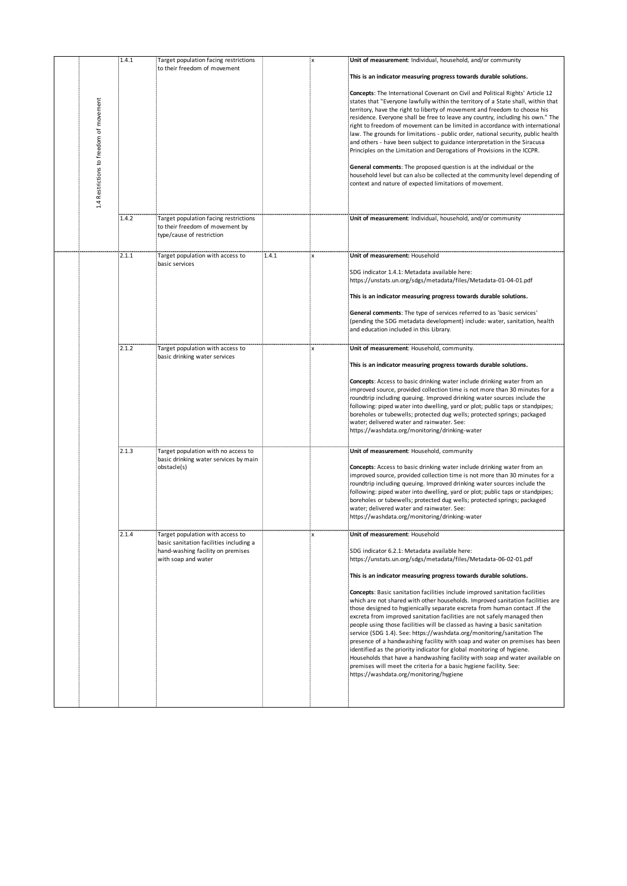|  | 1.4.1 | Target population facing restrictions to their freedom of movement |  | x | **Unit of measurement**: Individual, household, and/or community<br><br>**This is an indicator measuring progress towards durable solutions.**<br><br>**Concepts**: The International Covenant on Civil and Political Rights' Article 12 states that "Everyone lawfully within the territory of a State shall, within that territory, have the right to liberty of movement and freedom to choose his residence. Everyone shall be free to leave any country, including his own." The right to freedom of movement can be limited in accordance with international law. The grounds for limitations - public order, national security, public health and others - have been subject to guidance interpretation in the Siracusa Principles on the Limitation and Derogations of Provisions in the ICCPR.<br><br>**General comments**: The proposed question is at the individual or the household level but can also be collected at the community level depending of context and nature of expected limitations of movement. |
|---|---|---|---|---|---|
| 1.4 Restrictions to freedom of movement | 1.4.2 | Target population facing restrictions to their freedom of movement by type/cause of restriction |  |  | **Unit of measurement**: Individual, household, and/or community |
|  | 2.1.1 | Target population with access to basic services | 1.4.1 | x | **Unit of measurement:** Household<br><br>SDG indicator 1.4.1: Metadata available here: https://unstats.un.org/sdgs/metadata/files/Metadata-01-04-01.pdf<br><br>**This is an indicator measuring progress towards durable solutions.**<br><br>**General comments**: The type of services referred to as 'basic services' (pending the SDG metadata development) include: water, sanitation, health and education included in this Library. |
|  | 2.1.2 | Target population with access to basic drinking water services |  | x | **Unit of measurement**: Household, community.<br><br>**This is an indicator measuring progress towards durable solutions.**<br><br>**Concepts**: Access to basic drinking water include drinking water from an improved source, provided collection time is not more than 30 minutes for a roundtrip including queuing. Improved drinking water sources include the following: piped water into dwelling, yard or plot; public taps or standpipes; boreholes or tubewells; protected dug wells; protected springs; packaged water; delivered water and rainwater. See: https://washdata.org/monitoring/drinking-water |
|  | 2.1.3 | Target population with no access to basic drinking water services by main obstacle(s) |  |  | **Unit of measurement**: Household, community<br><br>**Concepts**: Access to basic drinking water include drinking water from an improved source, provided collection time is not more than 30 minutes for a roundtrip including queuing. Improved drinking water sources include the following: piped water into dwelling, yard or plot; public taps or standpipes; boreholes or tubewells; protected dug wells; protected springs; packaged water; delivered water and rainwater. See: https://washdata.org/monitoring/drinking-water |
|  | 2.1.4 | Target population with access to basic sanitation facilities including a hand-washing facility on premises with soap and water |  | x | **Unit of measurement**: Household<br><br>SDG indicator 6.2.1: Metadata available here: https://unstats.un.org/sdgs/metadata/files/Metadata-06-02-01.pdf<br><br>**This is an indicator measuring progress towards durable solutions.**<br><br>**Concepts**: Basic sanitation facilities include improved sanitation facilities which are not shared with other households. Improved sanitation facilities are those designed to hygienically separate excreta from human contact .If the excreta from improved sanitation facilities are not safely managed then people using those facilities will be classed as having a basic sanitation service (SDG 1.4). See: https://washdata.org/monitoring/sanitation The presence of a handwashing facility with soap and water on premises has been identified as the priority indicator for global monitoring of hygiene. Households that have a handwashing facility with soap and water available on premises will meet the criteria for a basic hygiene facility. See: https://washdata.org/monitoring/hygiene |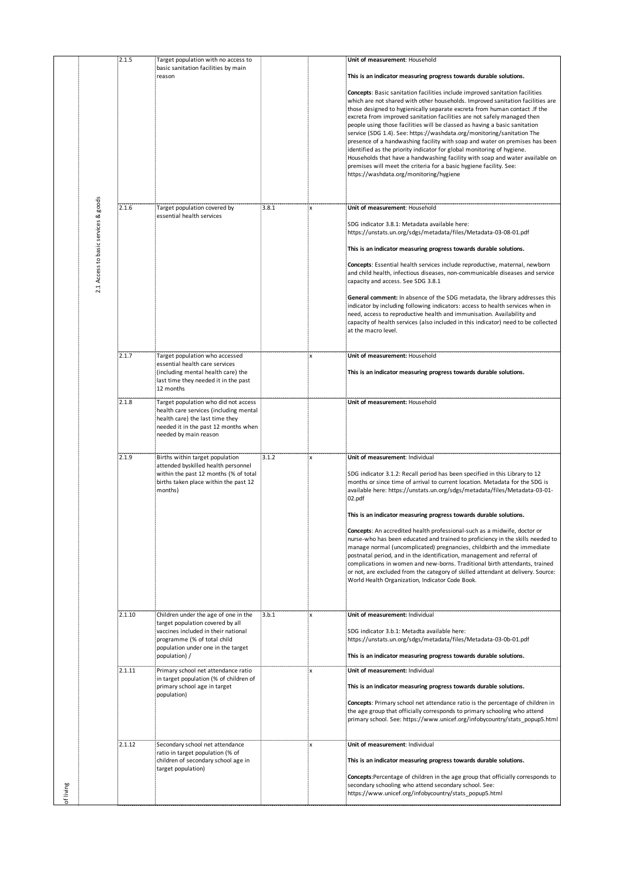| | | | | | | |
|---|---|---|---|---|---|---|
| of living | 2.1 Access to basic services & goods | 2.1.5 | Target population with no access to basic sanitation facilities by main reason | | | **Unit of measurement**: Household<br><br>**This is an indicator measuring progress towards durable solutions.**<br><br>**Concepts**: Basic sanitation facilities include improved sanitation facilities which are not shared with other households. Improved sanitation facilities are those designed to hygienically separate excreta from human contact .If the excreta from improved sanitation facilities are not safely managed then people using those facilities will be classed as having a basic sanitation service (SDG 1.4). See: https://washdata.org/monitoring/sanitation The presence of a handwashing facility with soap and water on premises has been identified as the priority indicator for global monitoring of hygiene. Households that have a handwashing facility with soap and water available on premises will meet the criteria for a basic hygiene facility. See: https://washdata.org/monitoring/hygiene |
| | | 2.1.6 | Target population covered by essential health services | 3.8.1 | x | **Unit of measurement**: Household<br><br>SDG indicator 3.8.1: Metadata available here: https://unstats.un.org/sdgs/metadata/files/Metadata-03-08-01.pdf<br><br>**This is an indicator measuring progress towards durable solutions.**<br><br>**Concepts**: Essential health services include reproductive, maternal, newborn and child health, infectious diseases, non-communicable diseases and service capacity and access. See SDG 3.8.1<br><br>**General comment:** In absence of the SDG metadata, the library addresses this indicator by including following indicators: access to health services when in need, access to reproductive health and immunisation. Availability and capacity of health services (also included in this indicator) need to be collected at the macro level. |
| | | 2.1.7 | Target population who accessed essential health care services (including mental health care) the last time they needed it in the past 12 months | | x | **Unit of measurement:** Household<br><br>**This is an indicator measuring progress towards durable solutions.** |
| | | 2.1.8 | Target population who did not access health care services (including mental health care) the last time they needed it in the past 12 months when needed by main reason | | | **Unit of measurement:** Household |
| | | 2.1.9 | Births within target population attended byskilled health personnel within the past 12 months (% of total births taken place within the past 12 months) | 3.1.2 | x | **Unit of measurement**: Individual<br><br>SDG indicator 3.1.2: Recall period has been specified in this Library to 12 months or since time of arrival to current location. Metadata for the SDG is available here: https://unstats.un.org/sdgs/metadata/files/Metadata-03-01-02.pdf<br><br>**This is an indicator measuring progress towards durable solutions.**<br><br>**Concepts**: An accredited health professional-such as a midwife, doctor or nurse-who has been educated and trained to proficiency in the skills needed to manage normal (uncomplicated) pregnancies, childbirth and the immediate postnatal period, and in the identification, management and referral of complications in women and new-borns. Traditional birth attendants, trained or not, are excluded from the category of skilled attendant at delivery. Source: World Health Organization, Indicator Code Book. |
| | | 2.1.10 | Children under the age of one in the target population covered by all vaccines included in their national programme (% of total child population under one in the target population) / | 3.b.1 | x | **Unit of measurement:** Individual<br><br>SDG indicator 3.b.1: Metadta available here: https://unstats.un.org/sdgs/metadata/files/Metadata-03-0b-01.pdf<br><br>**This is an indicator measuring progress towards durable solutions.** |
| | | 2.1.11 | Primary school net attendance ratio in target population (% of children of primary school age in target population) | | x | **Unit of measurement:** Individual<br><br>**This is an indicator measuring progress towards durable solutions.**<br><br>**Concepts**: Primary school net attendance ratio is the percentage of children in the age group that officially corresponds to primary schooling who attend primary school. See: https://www.unicef.org/infobycountry/stats_popup5.html |
| | | 2.1.12 | Secondary school net attendance ratio in target population (% of children of secondary school age in target population) | | x | **Unit of measurement**: Individual<br><br>**This is an indicator measuring progress towards durable solutions.**<br><br>**Concepts**:Percentage of children in the age group that officially corresponds to secondary schooling who attend secondary school. See: https://www.unicef.org/infobycountry/stats_popup5.html |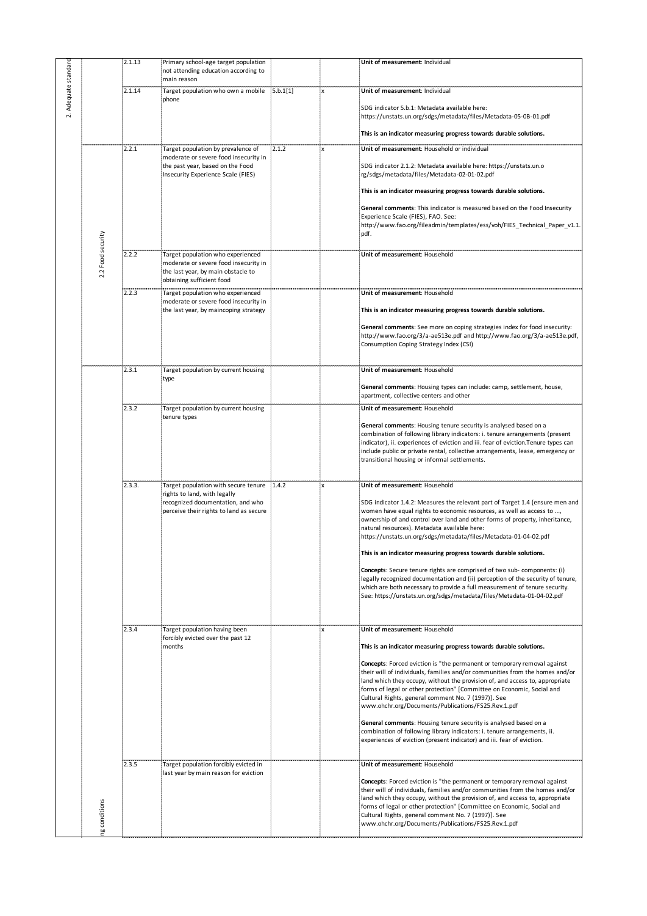| | | | | | | |
|---|---|---|---|---|---|---|
| 2. Adequate standard | | 2.1.13 | Primary school-age target population not attending education according to main reason | | | **Unit of measurement**: Individual |
| | | 2.1.14 | Target population who own a mobile phone | 5.b.1[1] | x | **Unit of measurement**: Individual<br><br>SDG indicator 5.b.1: Metadata available here: https://unstats.un.org/sdgs/metadata/files/Metadata-05-0B-01.pdf<br><br>**This is an indicator measuring progress towards durable solutions.** |
| | 2.2 Food security | 2.2.1 | Target population by prevalence of moderate or severe food insecurity in the past year, based on the Food Insecurity Experience Scale (FIES) | 2.1.2 | x | **Unit of measurement**: Household or individual<br><br>SDG indicator 2.1.2: Metadata available here: https://unstats.un.org/sdgs/metadata/files/Metadata-02-01-02.pdf<br><br>**This is an indicator measuring progress towards durable solutions.**<br><br>**General comments**: This indicator is measured based on the Food Insecurity Experience Scale (FIES), FAO. See: http://www.fao.org/fileadmin/templates/ess/voh/FIES_Technical_Paper_v1.1.pdf. |
| | | 2.2.2 | Target population who experienced moderate or severe food insecurity in the last year, by main obstacle to obtaining sufficient food | | | **Unit of measurement**: Household |
| | | 2.2.3 | Target population who experienced moderate or severe food insecurity in the last year, by maincoping strategy | | | **Unit of measurement**: Household<br><br>**This is an indicator measuring progress towards durable solutions.**<br><br>**General comments**: See more on coping strategies index for food insecurity: http://www.fao.org/3/a-ae513e.pdf and http://www.fao.org/3/a-ae513e.pdf, Consumption Coping Strategy Index (CSI) |
| | ng conditions | 2.3.1 | Target population by current housing type | | | **Unit of measurement**: Household<br><br>**General comments**: Housing types can include: camp, settlement, house, apartment, collective centers and other |
| | | 2.3.2 | Target population by current housing tenure types | | | **Unit of measurement**: Household<br><br>**General comments**: Housing tenure security is analysed based on a combination of following library indicators: i. tenure arrangements (present indicator), ii. experiences of eviction and iii. fear of eviction.Tenure types can include public or private rental, collective arrangements, lease, emergency or transitional housing or informal settlements. |
| | | 2.3.3. | Target population with secure tenure rights to land, with legally recognized documentation, and who perceive their rights to land as secure | 1.4.2 | x | **Unit of measurement**: Household<br><br>SDG indicator 1.4.2: Measures the relevant part of Target 1.4 (ensure men and women have equal rights to economic resources, as well as access to ..., ownership of and control over land and other forms of property, inheritance, natural resources). Metadata available here: https://unstats.un.org/sdgs/metadata/files/Metadata-01-04-02.pdf<br><br>**This is an indicator measuring progress towards durable solutions.**<br><br>**Concepts**: Secure tenure rights are comprised of two sub- components: (i) legally recognized documentation and (ii) perception of the security of tenure, which are both necessary to provide a full measurement of tenure security. See: https://unstats.un.org/sdgs/metadata/files/Metadata-01-04-02.pdf |
| | | 2.3.4 | Target population having been forcibly evicted over the past 12 months | | x | **Unit of measurement**: Household<br><br>**This is an indicator measuring progress towards durable solutions.**<br><br>**Concepts**: Forced eviction is "the permanent or temporary removal against their will of individuals, families and/or communities from the homes and/or land which they occupy, without the provision of, and access to, appropriate forms of legal or other protection" [Committee on Economic, Social and Cultural Rights, general comment No. 7 (1997)]. See www.ohchr.org/Documents/Publications/FS25.Rev.1.pdf<br><br>**General comments**: Housing tenure security is analysed based on a combination of following library indicators: i. tenure arrangements, ii. experiences of eviction (present indicator) and iii. fear of eviction. |
| | | 2.3.5 | Target population forcibly evicted in last year by main reason for eviction | | | **Unit of measurement**: Household<br><br>**Concepts**: Forced eviction is "the permanent or temporary removal against their will of individuals, families and/or communities from the homes and/or land which they occupy, without the provision of, and access to, appropriate forms of legal or other protection" [Committee on Economic, Social and Cultural Rights, general comment No. 7 (1997)]. See www.ohchr.org/Documents/Publications/FS25.Rev.1.pdf |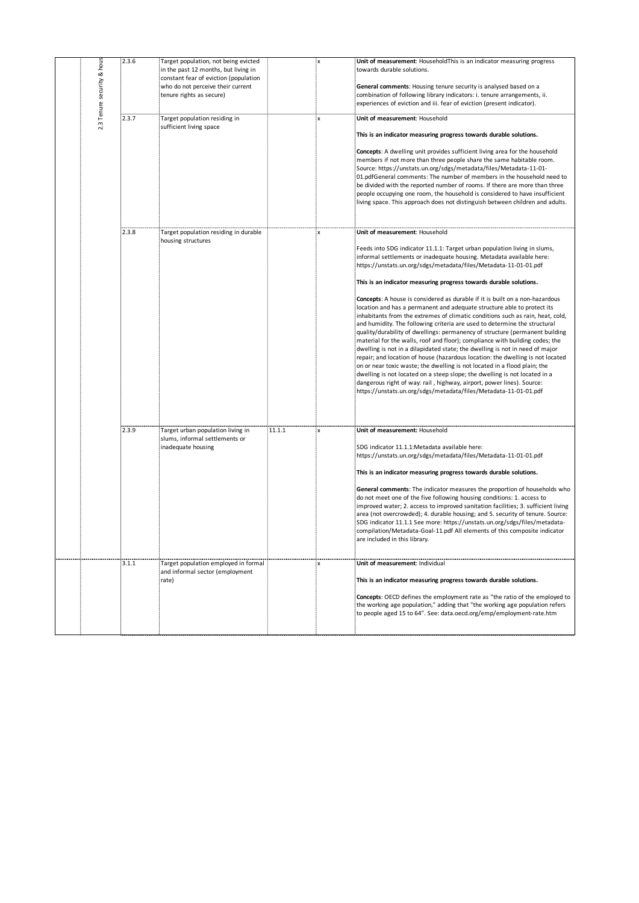| | | | | | |
|---|---|---|---|---|---|
| 2.3 Tenure security & hous | 2.3.6 | Target population, not being evicted in the past 12 months, but living in constant fear of eviction (population who do not perceive their current tenure rights as secure) | | x | **Unit of measurement**: HouseholdThis is an indicator measuring progress towards durable solutions.<br><br>**General comments**: Housing tenure security is analysed based on a combination of following library indicators: i. tenure arrangements, ii. experiences of eviction and iii. fear of eviction (present indicator). |
| | 2.3.7 | Target population residing in sufficient living space | | x | **Unit of measurement**: Household<br><br>**This is an indicator measuring progress towards durable solutions.**<br><br>**Concepts**: A dwelling unit provides sufficient living area for the household members if not more than three people share the same habitable room. Source: https://unstats.un.org/sdgs/metadata/files/Metadata-11-01-01.pdfGeneral comments: The number of members in the household need to be divided with the reported number of rooms. If there are more than three people occupying one room, the household is considered to have insufficient living space. This approach does not distinguish between children and adults. |
| | 2.3.8 | Target population residing in durable housing structures | | x | **Unit of measurement**: Household<br><br>Feeds into SDG indicator 11.1.1: Target urban population living in slums, informal settlements or inadequate housing. Metadata available here: https://unstats.un.org/sdgs/metadata/files/Metadata-11-01-01.pdf<br><br>**This is an indicator measuring progress towards durable solutions.**<br><br>**Concepts**: A house is considered as durable if it is built on a non-hazardous location and has a permanent and adequate structure able to protect its inhabitants from the extremes of climatic conditions such as rain, heat, cold, and humidity. The following criteria are used to determine the structural quality/durability of dwellings: permanency of structure (permanent building material for the walls, roof and floor); compliance with building codes; the dwelling is not in a dilapidated state; the dwelling is not in need of major repair; and location of house (hazardous location: the dwelling is not located on or near toxic waste; the dwelling is not located in a flood plain; the dwelling is not located on a steep slope; the dwelling is not located in a dangerous right of way: rail , highway, airport, power lines). Source: https://unstats.un.org/sdgs/metadata/files/Metadata-11-01-01.pdf |
| | 2.3.9 | Target urban population living in slums, informal settlements or inadequate housing | 11.1.1 | x | **Unit of measurement:** Household<br><br>SDG indicator 11.1.1:Metadata available here: https://unstats.un.org/sdgs/metadata/files/Metadata-11-01-01.pdf<br><br>**This is an indicator measuring progress towards durable solutions.**<br><br>**General comments**: The indicator measures the proportion of households who do not meet one of the five following housing conditions: 1. access to improved water; 2. access to improved sanitation facilities; 3. sufficient living area (not overcrowded); 4. durable housing; and 5. security of tenure. Source: SDG indicator 11.1.1 See more: https://unstats.un.org/sdgs/files/metadata-compilation/Metadata-Goal-11.pdf All elements of this composite indicator are included in this library. |
| | 3.1.1 | Target population employed in formal and informal sector (employment rate) | | x | **Unit of measurement**: Individual<br><br>**This is an indicator measuring progress towards durable solutions.**<br><br>**Concepts**: OECD defines the employment rate as "the ratio of the employed to the working age population," adding that "the working age population refers to people aged 15 to 64". See: data.oecd.org/emp/employment-rate.htm |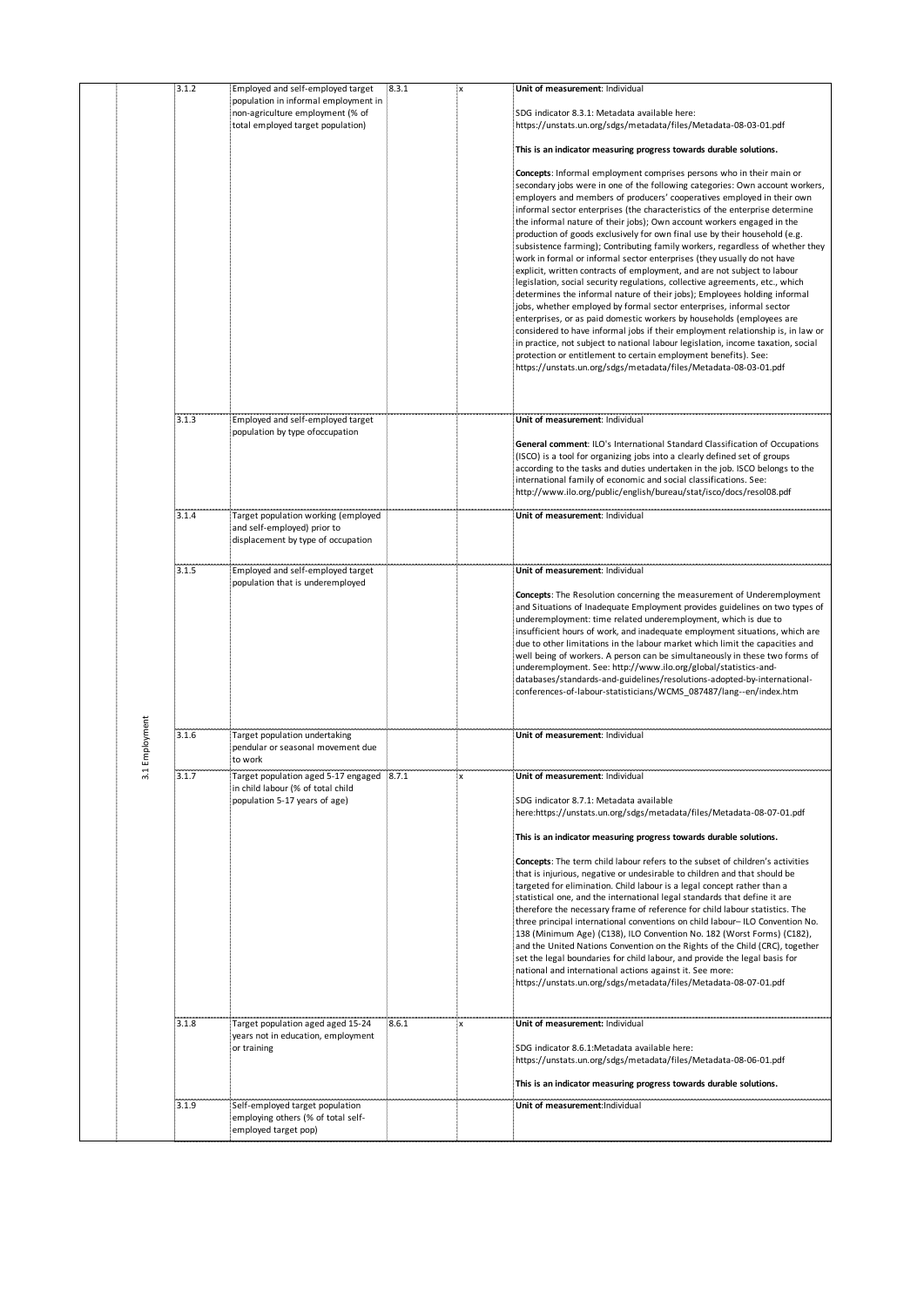| | | | | | | |
|---|---|---|---|---|---|---|
| | 3.1 Employment | 3.1.2 | Employed and self-employed target population in informal employment in non-agriculture employment (% of total employed target population) | 8.3.1 | x | **Unit of measurement**: Individual<br><br>SDG indicator 8.3.1: Metadata available here: https://unstats.un.org/sdgs/metadata/files/Metadata-08-03-01.pdf<br><br>**This is an indicator measuring progress towards durable solutions.**<br><br>**Concepts**: Informal employment comprises persons who in their main or secondary jobs were in one of the following categories: Own account workers, employers and members of producers' cooperatives employed in their own informal sector enterprises (the characteristics of the enterprise determine the informal nature of their jobs); Own account workers engaged in the production of goods exclusively for own final use by their household (e.g. subsistence farming); Contributing family workers, regardless of whether they work in formal or informal sector enterprises (they usually do not have explicit, written contracts of employment, and are not subject to labour legislation, social security regulations, collective agreements, etc., which determines the informal nature of their jobs); Employees holding informal jobs, whether employed by formal sector enterprises, informal sector enterprises, or as paid domestic workers by households (employees are considered to have informal jobs if their employment relationship is, in law or in practice, not subject to national labour legislation, income taxation, social protection or entitlement to certain employment benefits). See: https://unstats.un.org/sdgs/metadata/files/Metadata-08-03-01.pdf |
| | | 3.1.3 | Employed and self-employed target population by type ofoccupation | | | **Unit of measurement**: Individual<br><br>**General comment**: ILO's International Standard Classification of Occupations (ISCO) is a tool for organizing jobs into a clearly defined set of groups according to the tasks and duties undertaken in the job. ISCO belongs to the international family of economic and social classifications. See: http://www.ilo.org/public/english/bureau/stat/isco/docs/resol08.pdf |
| | | 3.1.4 | Target population working (employed and self-employed) prior to displacement by type of occupation | | | **Unit of measurement**: Individual |
| | | 3.1.5 | Employed and self-employed target population that is underemployed | | | **Unit of measurement**: Individual<br><br>**Concepts**: The Resolution concerning the measurement of Underemployment and Situations of Inadequate Employment provides guidelines on two types of underemployment: time related underemployment, which is due to insufficient hours of work, and inadequate employment situations, which are due to other limitations in the labour market which limit the capacities and well being of workers. A person can be simultaneously in these two forms of underemployment. See: http://www.ilo.org/global/statistics-and-databases/standards-and-guidelines/resolutions-adopted-by-international-conferences-of-labour-statisticians/WCMS_087487/lang--en/index.htm |
| | | 3.1.6 | Target population undertaking pendular or seasonal movement due to work | | | **Unit of measurement**: Individual |
| | | 3.1.7 | Target population aged 5-17 engaged in child labour (% of total child population 5-17 years of age) | 8.7.1 | x | **Unit of measurement**: Individual<br><br>SDG indicator 8.7.1: Metadata available here:https://unstats.un.org/sdgs/metadata/files/Metadata-08-07-01.pdf<br><br>**This is an indicator measuring progress towards durable solutions.**<br><br>**Concepts**: The term child labour refers to the subset of children's activities that is injurious, negative or undesirable to children and that should be targeted for elimination. Child labour is a legal concept rather than a statistical one, and the international legal standards that define it are therefore the necessary frame of reference for child labour statistics. The three principal international conventions on child labour– ILO Convention No. 138 (Minimum Age) (C138), ILO Convention No. 182 (Worst Forms) (C182), and the United Nations Convention on the Rights of the Child (CRC), together set the legal boundaries for child labour, and provide the legal basis for national and international actions against it. See more: https://unstats.un.org/sdgs/metadata/files/Metadata-08-07-01.pdf |
| | | 3.1.8 | Target population aged 15-24 years not in education, employment or training | 8.6.1 | x | **Unit of measurement**: Individual<br><br>SDG indicator 8.6.1:Metadata available here: https://unstats.un.org/sdgs/metadata/files/Metadata-08-06-01.pdf<br><br>**This is an indicator measuring progress towards durable solutions.** |
| | | 3.1.9 | Self-employed target population employing others (% of total self-employed target pop) | | | **Unit of measurement**:Individual |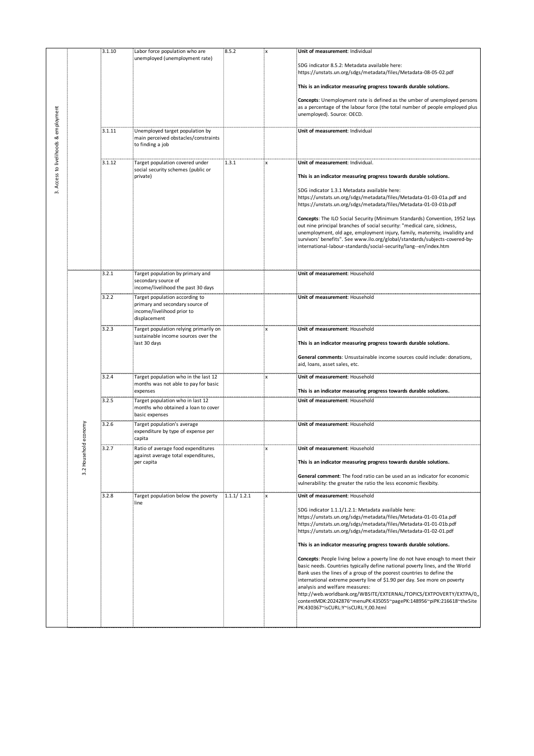| | | | | | | |
|---|---|---|---|---|---|---|
| 3. Access to livelihoods & employment | | 3.1.10 | Labor force population who are unemployed (unemployment rate) | 8.5.2 | x | **Unit of measurement**: Individual<br><br>SDG indicator 8.5.2: Metadata available here: https://unstats.un.org/sdgs/metadata/files/Metadata-08-05-02.pdf<br><br>**This is an indicator measuring progress towards durable solutions.**<br><br>**Concepts**: Unemployment rate is defined as the umber of unemployed persons as a percentage of the labour force (the total number of people employed plus unemployed). Source: OECD. |
| | | 3.1.11 | Unemployed target population by main perceived obstacles/constraints to finding a job | | | **Unit of measurement**: Individual |
| | | 3.1.12 | Target population covered under social security schemes (public or private) | 1.3.1 | x | **Unit of measurement**: Individual.<br><br>**This is an indicator measuring progress towards durable solutions.**<br><br>SDG indicator 1.3.1 Metadata available here: https://unstats.un.org/sdgs/metadata/files/Metadata-01-03-01a.pdf and https://unstats.un.org/sdgs/metadata/files/Metadata-01-03-01b.pdf<br><br>**Concepts**: The ILO Social Security (Minimum Standards) Convention, 1952 lays out nine principal branches of social security: "medical care, sickness, unemployment, old age, employment injury, family, maternity, invalidity and survivors' benefits". See www.ilo.org/global/standards/subjects-covered-by-international-labour-standards/social-security/lang--en/index.htm |
| | 3.2 Household economy | 3.2.1 | Target population by primary and secondary source of income/livelihood the past 30 days | | | **Unit of measurement**: Household |
| | | 3.2.2 | Target population according to primary and secondary source of income/livelihood prior to displacement | | | **Unit of measurement**: Household |
| | | 3.2.3 | Target population relying primarily on sustainable income sources over the last 30 days | | x | **Unit of measurement**: Household<br><br>**This is an indicator measuring progress towards durable solutions.**<br><br>**General comments**: Unsustainable income sources could include: donations, aid, loans, asset sales, etc. |
| | | 3.2.4 | Target population who in the last 12 months was not able to pay for basic expenses | | x | **Unit of measurement**: Household<br><br>**This is an indicator measuring progress towards durable solutions.** |
| | | 3.2.5 | Target population who in last 12 months who obtained a loan to cover basic expenses | | | **Unit of measurement**: Household |
| | | 3.2.6 | Target population's average expenditure by type of expense per capita | | | **Unit of measurement**: Household |
| | | 3.2.7 | Ratio of average food expenditures against average total expenditures, per capita | | x | **Unit of measurement**: Household<br><br>**This is an indicator measuring progress towards durable solutions.**<br><br>**General comment**: The food ratio can be used an as indicator for economic vulnerability: the greater the ratio the less economic flexibity. |
| | | 3.2.8 | Target population below the poverty line | 1.1.1/ 1.2.1 | x | **Unit of measurement**: Household<br><br>SDG indicator 1.1.1/1.2.1: Metadata available here: https://unstats.un.org/sdgs/metadata/files/Metadata-01-01-01a.pdf https://unstats.un.org/sdgs/metadata/files/Metadata-01-01-01b.pdf https://unstats.un.org/sdgs/metadata/files/Metadata-01-02-01.pdf<br><br>**This is an indicator measuring progress towards durable solutions.**<br><br>**Concepts**: People living below a poverty line do not have enough to meet their basic needs. Countries typically define national poverty lines, and the World Bank uses the lines of a group of the poorest countries to define the international extreme poverty line of $1.90 per day. See more on poverty analysis and welfare measures: http://web.worldbank.org/WBSITE/EXTERNAL/TOPICS/EXTPOVERTY/EXTPA/0,,contentMDK:20242876~menuPK:435055~pagePK:148956~piPK:216618~theSitePK:430367~isCURL:Y~isCURL:Y,00.html |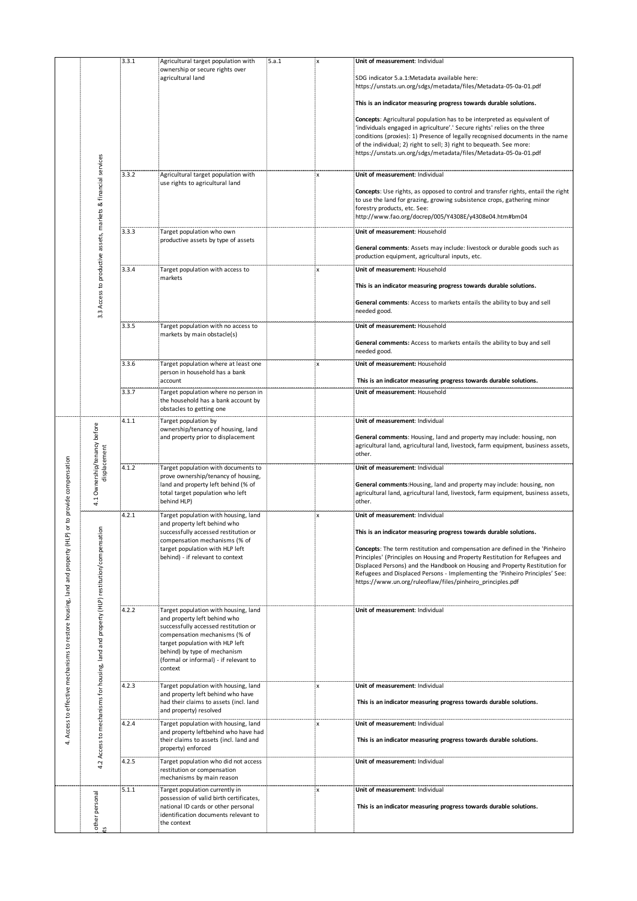| Criterion | Sub-criterion | No. | Indicator | SDG | Durable solutions | Comments |
|---|---|---|---|---|---|---|
| | 3.3 Access to productive assets, markets & financial services | 3.3.1 | Agricultural target population with ownership or secure rights over agricultural land | 5.a.1 | x | **Unit of measurement**: Individual<br><br>SDG indicator 5.a.1:Metadata available here: https://unstats.un.org/sdgs/metadata/files/Metadata-05-0a-01.pdf<br><br>**This is an indicator measuring progress towards durable solutions.**<br><br>**Concepts**: Agricultural population has to be interpreted as equivalent of 'individuals engaged in agriculture'.' Secure rights' relies on the three conditions (proxies): 1) Presence of legally recognised documents in the name of the individual; 2) right to sell; 3) right to bequeath. See more: https://unstats.un.org/sdgs/metadata/files/Metadata-05-0a-01.pdf |
| | | 3.3.2 | Agricultural target population with use rights to agricultural land | | x | **Unit of measurement**: Individual<br><br>**Concepts**: Use rights, as opposed to control and transfer rights, entail the right to use the land for grazing, growing subsistence crops, gathering minor forestry products, etc. See: http://www.fao.org/docrep/005/Y4308E/y4308e04.htm#bm04 |
| | | 3.3.3 | Target population who own productive assets by type of assets | | | **Unit of measurement**: Household<br><br>**General comments**: Assets may include: livestock or durable goods such as production equipment, agricultural inputs, etc. |
| | | 3.3.4 | Target population with access to markets | | x | **Unit of measurement**: Household<br><br>**This is an indicator measuring progress towards durable solutions.**<br><br>**General comments**: Access to markets entails the ability to buy and sell needed good. |
| | | 3.3.5 | Target population with no access to markets by main obstacle(s) | | | **Unit of measurement**: Household<br><br>**General comments**: Access to markets entails the ability to buy and sell needed good. |
| | | 3.3.6 | Target population where at least one person in household has a bank account | | x | **Unit of measurement**: Household<br><br>**This is an indicator measuring progress towards durable solutions.** |
| | | 3.3.7 | Target population where no person in the household has a bank account by obstacles to getting one | | | **Unit of measurement**: Household |
| 4. Access to effective mechanisms to restore housing, land and property (HLP) or to provide compensation | 4.1 Ownership/tenancy before displacement | 4.1.1 | Target population by ownership/tenancy of housing, land and property prior to displacement | | | **Unit of measurement**: Individual<br><br>**General comments**: Housing, land and property may include: housing, non agricultural land, agricultural land, livestock, farm equipment, business assets, other. |
| | | 4.1.2 | Target population with documents to prove ownership/tenancy of housing, land and property left behind (% of total target population who left behind HLP) | | | **Unit of measurement**: Individual<br><br>**General comments**:Housing, land and property may include: housing, non agricultural land, agricultural land, livestock, farm equipment, business assets, other. |
| | 4.2 Access to mechanisms for housing, land and property (HLP) restitution/compensation | 4.2.1 | Target population with housing, land and property left behind who successfully accessed restitution or compensation mechanisms (% of target population with HLP left behind) - if relevant to context | | x | **Unit of measurement**: Individual<br><br>**This is an indicator measuring progress towards durable solutions.**<br><br>**Concepts**: The term restitution and compensation are defined in the 'Pinheiro Principles' (Principles on Housing and Property Restitution for Refugees and Displaced Persons) and the Handbook on Housing and Property Restitution for Refugees and Displaced Persons - Implementing the 'Pinheiro Principles' See: https://www.un.org/ruleoflaw/files/pinheiro_principles.pdf |
| | | 4.2.2 | Target population with housing, land and property left behind who successfully accessed restitution or compensation mechanisms (% of target population with HLP left behind) by type of mechanism (formal or informal) - if relevant to context | | | **Unit of measurement**: Individual |
| | | 4.2.3 | Target population with housing, land and property left behind who have had their claims to assets (incl. land and property) resolved | | x | **Unit of measurement**: Individual<br><br>**This is an indicator measuring progress towards durable solutions.** |
| | | 4.2.4 | Target population with housing, land and property leftbehind who have had their claims to assets (incl. land and property) enforced | | x | **Unit of measurement**: Individual<br><br>**This is an indicator measuring progress towards durable solutions.** |
| | | 4.2.5 | Target population who did not access restitution or compensation mechanisms by main reason | | | **Unit of measurement**: Individual |
| | …other personal …ts | 5.1.1 | Target population currently in possession of valid birth certificates, national ID cards or other personal identification documents relevant to the context | | x | **Unit of measurement**: Individual<br><br>**This is an indicator measuring progress towards durable solutions.** |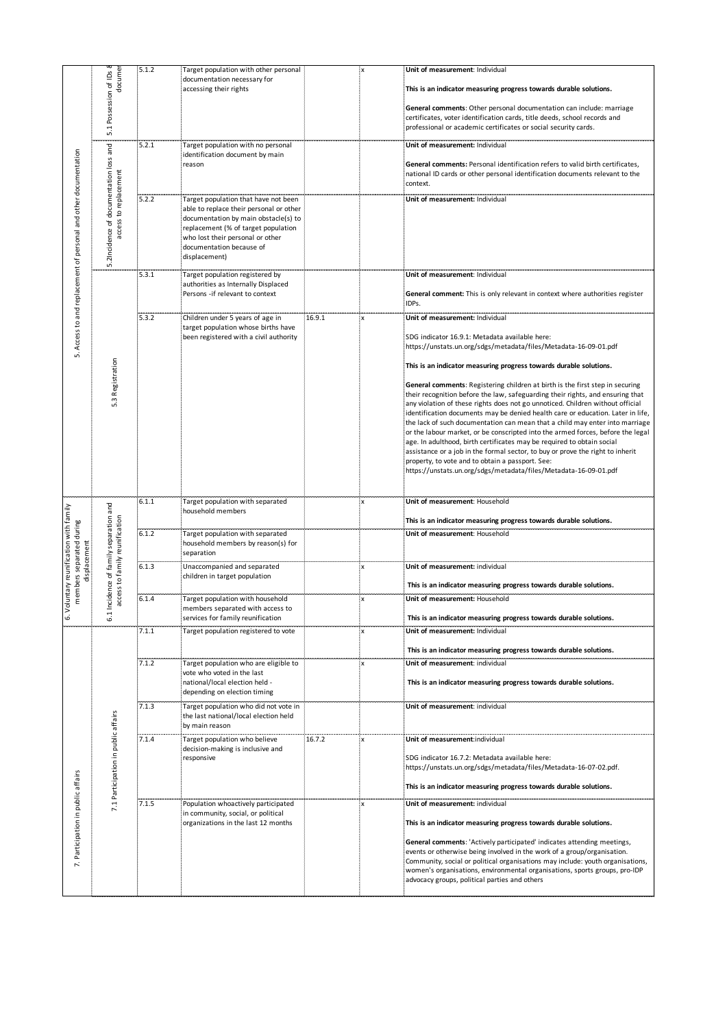| | | | | | | |
|---|---|---|---|---|---|---|
| 5. Access to and replacement of personal and other documentation | 5.1 Possession of IDs & documer | 5.1.2 | Target population with other personal documentation necessary for accessing their rights | | x | **Unit of measurement**: Individual<br><br>**This is an indicator measuring progress towards durable solutions.**<br><br>**General comments**: Other personal documentation can include: marriage certificates, voter identification cards, title deeds, school records and professional or academic certificates or social security cards. |
| | 5.2Incidence of documentation loss and access to replacement | 5.2.1 | Target population with no personal identification document by main reason | | | **Unit of measurement:** Individual<br><br>**General comments:** Personal identification refers to valid birth certificates, national ID cards or other personal identification documents relevant to the context. |
| | | 5.2.2 | Target population that have not been able to replace their personal or other documentation by main obstacle(s) to replacement (% of target population who lost their personal or other documentation because of displacement) | | | **Unit of measurement:** Individual |
| | 5.3 Registration | 5.3.1 | Target population registered by authorities as Internally Displaced Persons -if relevant to context | | | **Unit of measurement**: Individual<br><br>**General comment:** This is only relevant in context where authorities register IDPs. |
| | | 5.3.2 | Children under 5 years of age in target population whose births have been registered with a civil authority | 16.9.1 | x | **Unit of measurement**: Individual<br><br>SDG indicator 16.9.1: Metadata available here: https://unstats.un.org/sdgs/metadata/files/Metadata-16-09-01.pdf<br><br>**This is an indicator measuring progress towards durable solutions.**<br><br>**General comments**: Registering children at birth is the first step in securing their recognition before the law, safeguarding their rights, and ensuring that any violation of these rights does not go unnoticed. Children without official identification documents may be denied health care or education. Later in life, the lack of such documentation can mean that a child may enter into marriage or the labour market, or be conscripted into the armed forces, before the legal age. In adulthood, birth certificates may be required to obtain social assistance or a job in the formal sector, to buy or prove the right to inherit property, to vote and to obtain a passport. See: https://unstats.un.org/sdgs/metadata/files/Metadata-16-09-01.pdf |
| 6. Voluntary reunification with family members separated during displacement | 6.1 Incidence of family separation and access to family reunification | 6.1.1 | Target population with separated household members | | x | **Unit of measurement**: Household<br><br>**This is an indicator measuring progress towards durable solutions.** |
| | | 6.1.2 | Target population with separated household members by reason(s) for separation | | | **Unit of measurement**: Household |
| | | 6.1.3 | Unaccompanied and separated children in target population | | x | **Unit of measurement**: individual<br><br>**This is an indicator measuring progress towards durable solutions.** |
| | | 6.1.4 | Target population with household members separated with access to services for family reunification | | x | **Unit of measurement**: Household<br><br>**This is an indicator measuring progress towards durable solutions.** |
| 7. Participation in public affairs | 7.1 Participation in public affairs | 7.1.1 | Target population registered to vote | | x | **Unit of measurement**: Individual<br><br>**This is an indicator measuring progress towards durable solutions.** |
| | | 7.1.2 | Target population who are eligible to vote who voted in the last national/local election held - depending on election timing | | x | **Unit of measurement**: individual<br><br>**This is an indicator measuring progress towards durable solutions.** |
| | | 7.1.3 | Target population who did not vote in the last national/local election held by main reason | | | **Unit of measurement**: individual |
| | | 7.1.4 | Target population who believe decision-making is inclusive and responsive | 16.7.2 | x | **Unit of measurement**:individual<br><br>SDG indicator 16.7.2: Metadata available here: https://unstats.un.org/sdgs/metadata/files/Metadata-16-07-02.pdf.<br><br>**This is an indicator measuring progress towards durable solutions.** |
| | | 7.1.5 | Population whoactively participated in community, social, or political organizations in the last 12 months | | x | **Unit of measurement**: individual<br><br>**This is an indicator measuring progress towards durable solutions.**<br><br>**General comments**: 'Actively participated' indicates attending meetings, events or otherwise being involved in the work of a group/organisation. Community, social or political organisations may include: youth organisations, women's organisations, environmental organisations, sports groups, pro-IDP advocacy groups, political parties and others |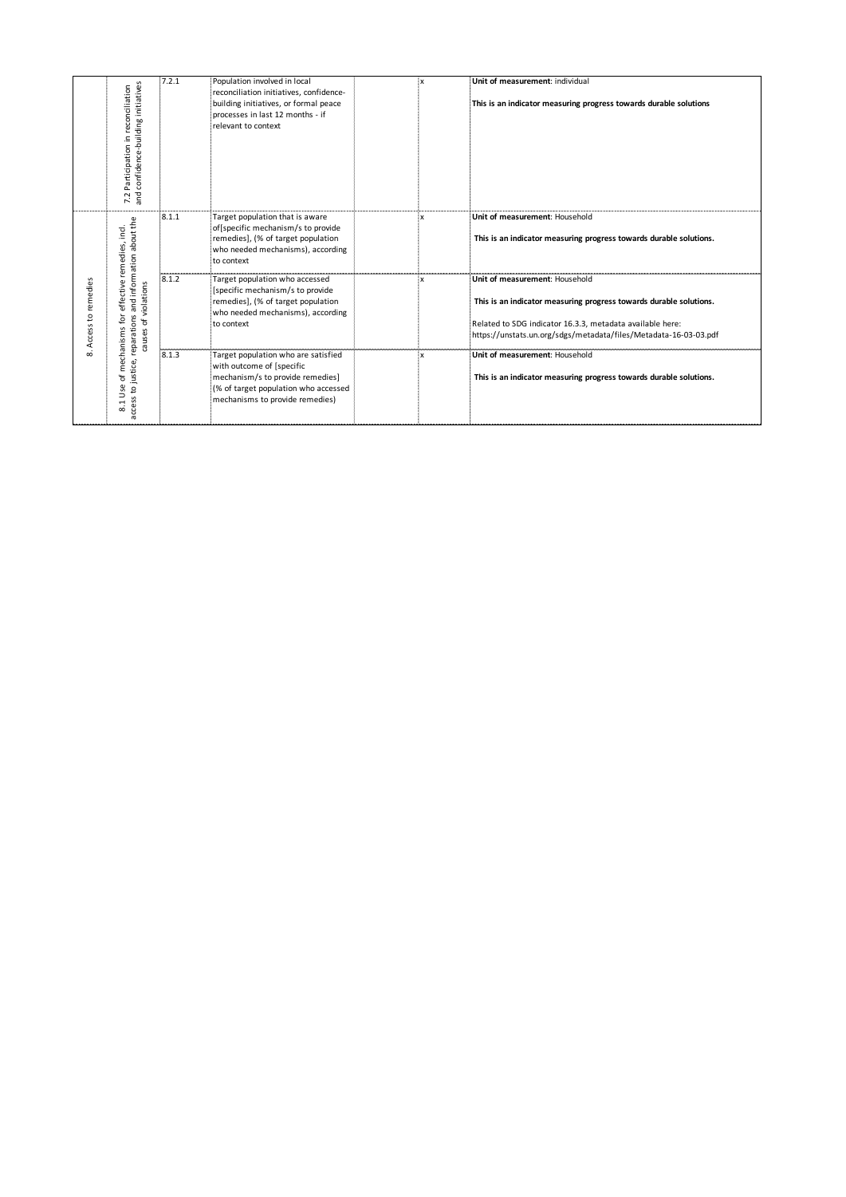| | | | | | | |
|---|---|---|---|---|---|---|
| | 7.2 Participation in reconciliation and confidence-building initiatives | 7.2.1 | Population involved in local reconciliation initiatives, confidence-building initiatives, or formal peace processes in last 12 months - if relevant to context | | x | **Unit of measurement**: individual<br><br>**This is an indicator measuring progress towards durable solutions** |
| 8. Access to remedies | 8.1 Use of mechanisms for effective remedies, incl. access to justice, reparations and information about the causes of violations | 8.1.1 | Target population that is aware of[specific mechanism/s to provide remedies], (% of target population who needed mechanisms), according to context | | x | **Unit of measurement**: Household<br><br>**This is an indicator measuring progress towards durable solutions.** |
| | | 8.1.2 | Target population who accessed [specific mechanism/s to provide remedies], (% of target population who needed mechanisms), according to context | | x | **Unit of measurement**: Household<br><br>**This is an indicator measuring progress towards durable solutions.**<br><br>Related to SDG indicator 16.3.3, metadata available here: https://unstats.un.org/sdgs/metadata/files/Metadata-16-03-03.pdf |
| | | 8.1.3 | Target population who are satisfied with outcome of [specific mechanism/s to provide remedies] (% of target population who accessed mechanisms to provide remedies) | | x | **Unit of measurement**: Household<br><br>**This is an indicator measuring progress towards durable solutions.** |